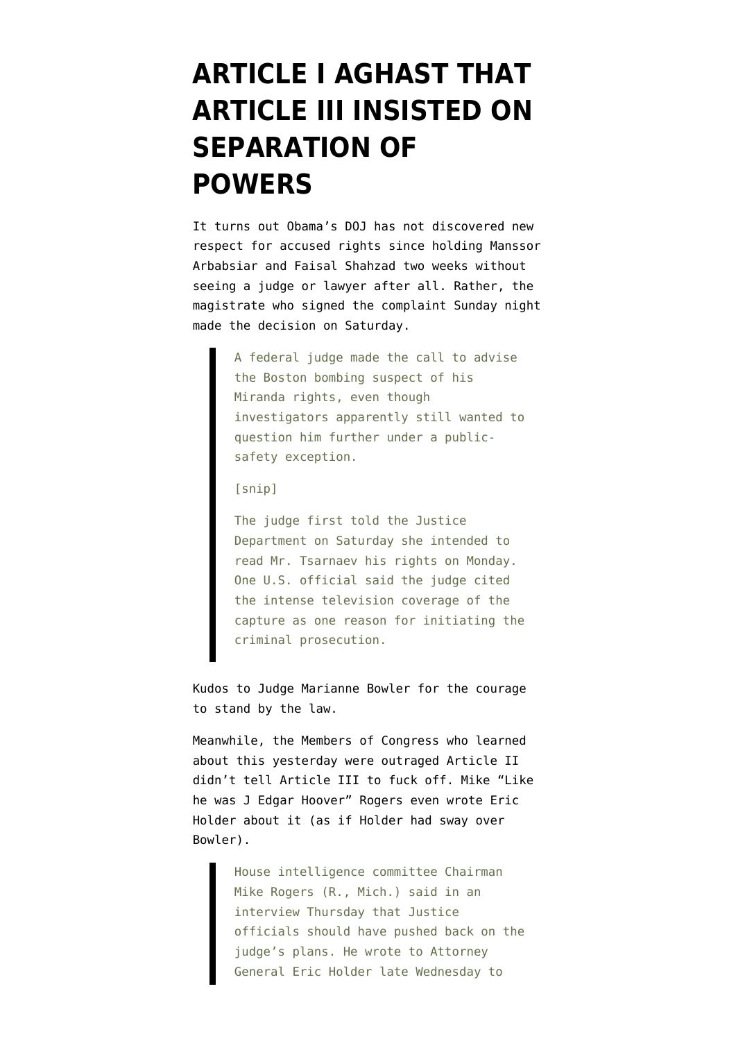# ARTICLE I AGHAST THAT ARTICLE III INSISTED ON SEPARATION OF POWERS

It turns out Obama's DOJ has not discovered new respect for accused rights since holding Manssor Arbabsiar and Faisal Shahzad two weeks without seeing a judge or lawyer after all. Rather, the magistrate who signed the complaint Sunday night made the decision on Saturday.

> A federal judge made the call to advise the Boston bombing suspect of his Miranda rights, even though investigators apparently still wanted to question him further under a public-safety exception.
>
> [snip]
>
> The judge first told the Justice Department on Saturday she intended to read Mr. Tsarnaev his rights on Monday. One U.S. official said the judge cited the intense television coverage of the capture as one reason for initiating the criminal prosecution.

Kudos to Judge Marianne Bowler for the courage to stand by the law.

Meanwhile, the Members of Congress who learned about this yesterday were outraged Article II didn't tell Article III to fuck off. Mike "Like he was J Edgar Hoover" Rogers even wrote Eric Holder about it (as if Holder had sway over Bowler).

> House intelligence committee Chairman Mike Rogers (R., Mich.) said in an interview Thursday that Justice officials should have pushed back on the judge's plans. He wrote to Attorney General Eric Holder late Wednesday to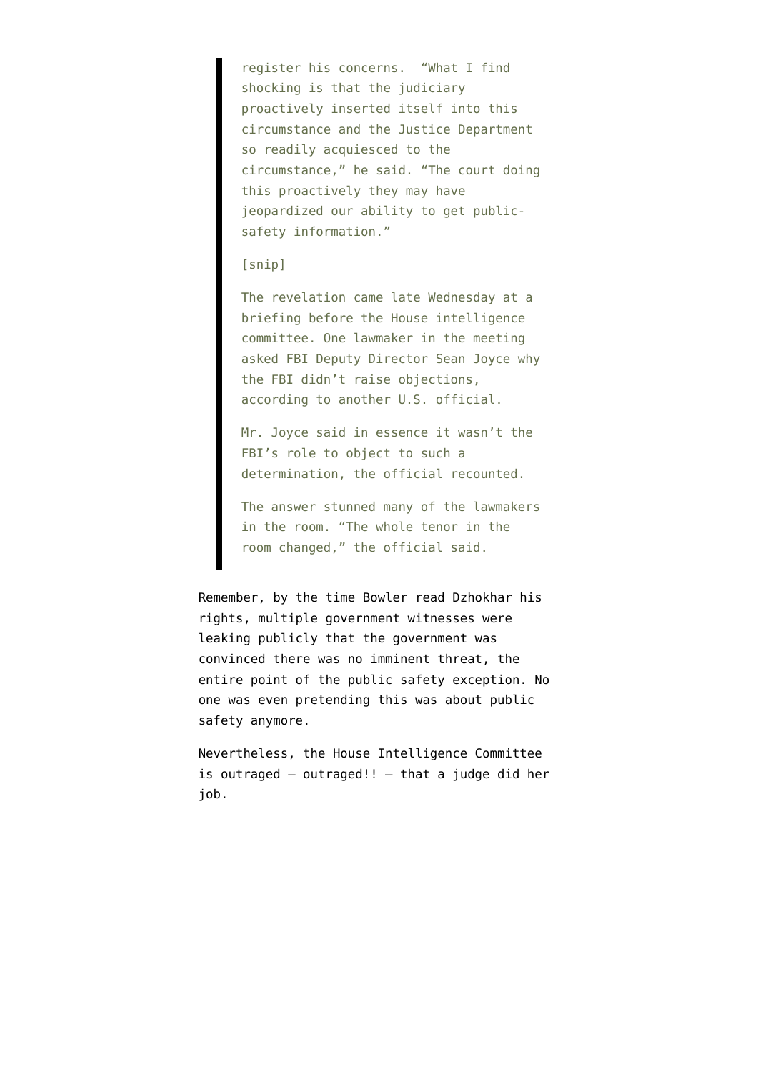> register his concerns. "What I find shocking is that the judiciary proactively inserted itself into this circumstance and the Justice Department so readily acquiesced to the circumstance," he said. "The court doing this proactively they may have jeopardized our ability to get public-safety information."
>
> [snip]
>
> The revelation came late Wednesday at a briefing before the House intelligence committee. One lawmaker in the meeting asked FBI Deputy Director Sean Joyce why the FBI didn't raise objections, according to another U.S. official.
>
> Mr. Joyce said in essence it wasn't the FBI's role to object to such a determination, the official recounted.
>
> The answer stunned many of the lawmakers in the room. "The whole tenor in the room changed," the official said.

Remember, by the time Bowler read Dzhokhar his rights, multiple government witnesses were leaking publicly that the government was convinced there was no imminent threat, the entire point of the public safety exception. No one was even pretending this was about public safety anymore.

Nevertheless, the House Intelligence Committee is outraged – outraged!! – that a judge did her job.